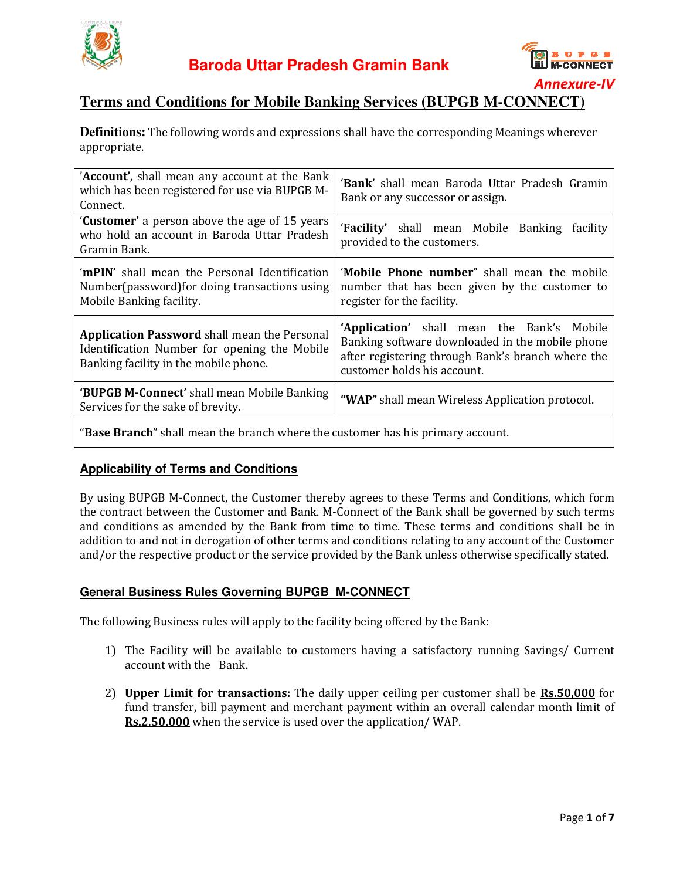# Baroda Uttar Pradesh Gramin Bank

*Annexure-IV*

## Terms and Conditions for Mobile Banking Services (BUPGB M-CONNECT)

**Definitions:** The following words and expressions shall have the corresponding Meanings wherever appropriate.

| | |
|---|---|
| '**Account**', shall mean any account at the Bank which has been registered for use via BUPGB M-Connect. | '**Bank**' shall mean Baroda Uttar Pradesh Gramin Bank or any successor or assign. |
| '**Customer**' a person above the age of 15 years who hold an account in Baroda Uttar Pradesh Gramin Bank. | '**Facility**' shall mean Mobile Banking facility provided to the customers. |
| '**mPIN**' shall mean the Personal Identification Number(password)for doing transactions using Mobile Banking facility. | '**Mobile Phone number**" shall mean the mobile number that has been given by the customer to register for the facility. |
| **Application Password** shall mean the Personal Identification Number for opening the Mobile Banking facility in the mobile phone. | '**Application**' shall mean the Bank's Mobile Banking software downloaded in the mobile phone after registering through Bank's branch where the customer holds his account. |
| '**BUPGB M-Connect**' shall mean Mobile Banking Services for the sake of brevity. | **"WAP"** shall mean Wireless Application protocol. |
| "**Base Branch**" shall mean the branch where the customer has his primary account. | |

### Applicability of Terms and Conditions

By using BUPGB M-Connect, the Customer thereby agrees to these Terms and Conditions, which form the contract between the Customer and Bank. M-Connect of the Bank shall be governed by such terms and conditions as amended by the Bank from time to time. These terms and conditions shall be in addition to and not in derogation of other terms and conditions relating to any account of the Customer and/or the respective product or the service provided by the Bank unless otherwise specifically stated.

### General Business Rules Governing BUPGB M-CONNECT

The following Business rules will apply to the facility being offered by the Bank:

1) The Facility will be available to customers having a satisfactory running Savings/ Current account with the Bank.

2) **Upper Limit for transactions:** The daily upper ceiling per customer shall be **Rs.50,000** for fund transfer, bill payment and merchant payment within an overall calendar month limit of **Rs.2,50,000** when the service is used over the application/ WAP.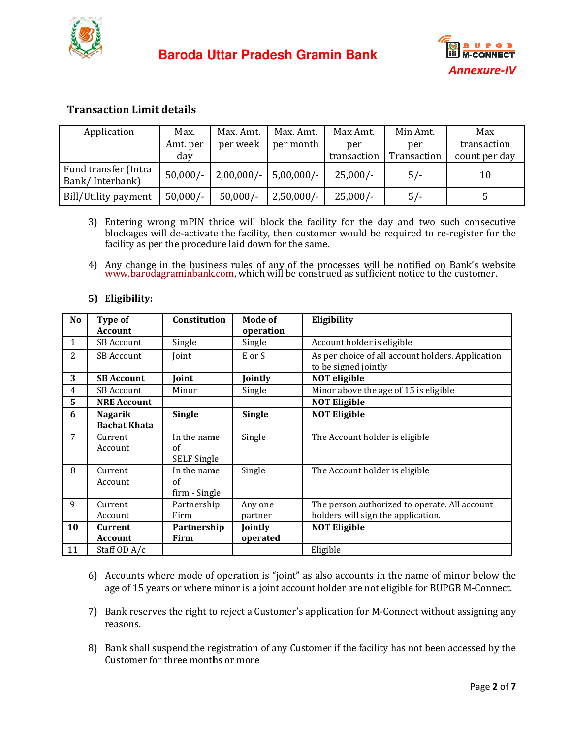Baroda Uttar Pradesh Gramin Bank

*Annexure-IV*

### Transaction Limit details

| Application | Max. Amt. per day | Max. Amt. per week | Max. Amt. per month | Max Amt. per transaction | Min Amt. per Transaction | Max transaction count per day |
|---|---|---|---|---|---|---|
| Fund transfer (Intra Bank/ Interbank) | 50,000/- | 2,00,000/- | 5,00,000/- | 25,000/- | 5/- | 10 |
| Bill/Utility payment | 50,000/- | 50,000/- | 2,50,000/- | 25,000/- | 5/- | 5 |

3) Entering wrong mPIN thrice will block the facility for the day and two such consecutive blockages will de-activate the facility, then customer would be required to re-register for the facility as per the procedure laid down for the same.

4) Any change in the business rules of any of the processes will be notified on Bank's website www.barodagraminbank.com, which will be construed as sufficient notice to the customer.

5) **Eligibility:**

| No | Type of Account | Constitution | Mode of operation | Eligibility |
|---|---|---|---|---|
| 1 | SB Account | Single | Single | Account holder is eligible |
| 2 | SB Account | Joint | E or S | As per choice of all account holders. Application to be signed jointly |
| **3** | **SB Account** | **Joint** | **Jointly** | **NOT eligible** |
| 4 | SB Account | Minor | Single | Minor above the age of 15 is eligible |
| **5** | **NRE Account** | | | **NOT Eligible** |
| **6** | **Nagarik Bachat Khata** | **Single** | **Single** | **NOT Eligible** |
| 7 | Current Account | In the name of SELF Single | Single | The Account holder is eligible |
| 8 | Current Account | In the name of firm - Single | Single | The Account holder is eligible |
| 9 | Current Account | Partnership Firm | Any one partner | The person authorized to operate. All account holders will sign the application. |
| **10** | **Current Account** | **Partnership Firm** | **Jointly operated** | **NOT Eligible** |
| 11 | Staff OD A/c | | | Eligible |

6) Accounts where mode of operation is "joint" as also accounts in the name of minor below the age of 15 years or where minor is a joint account holder are not eligible for BUPGB M-Connect.

7) Bank reserves the right to reject a Customer's application for M-Connect without assigning any reasons.

8) Bank shall suspend the registration of any Customer if the facility has not been accessed by the Customer for three months or more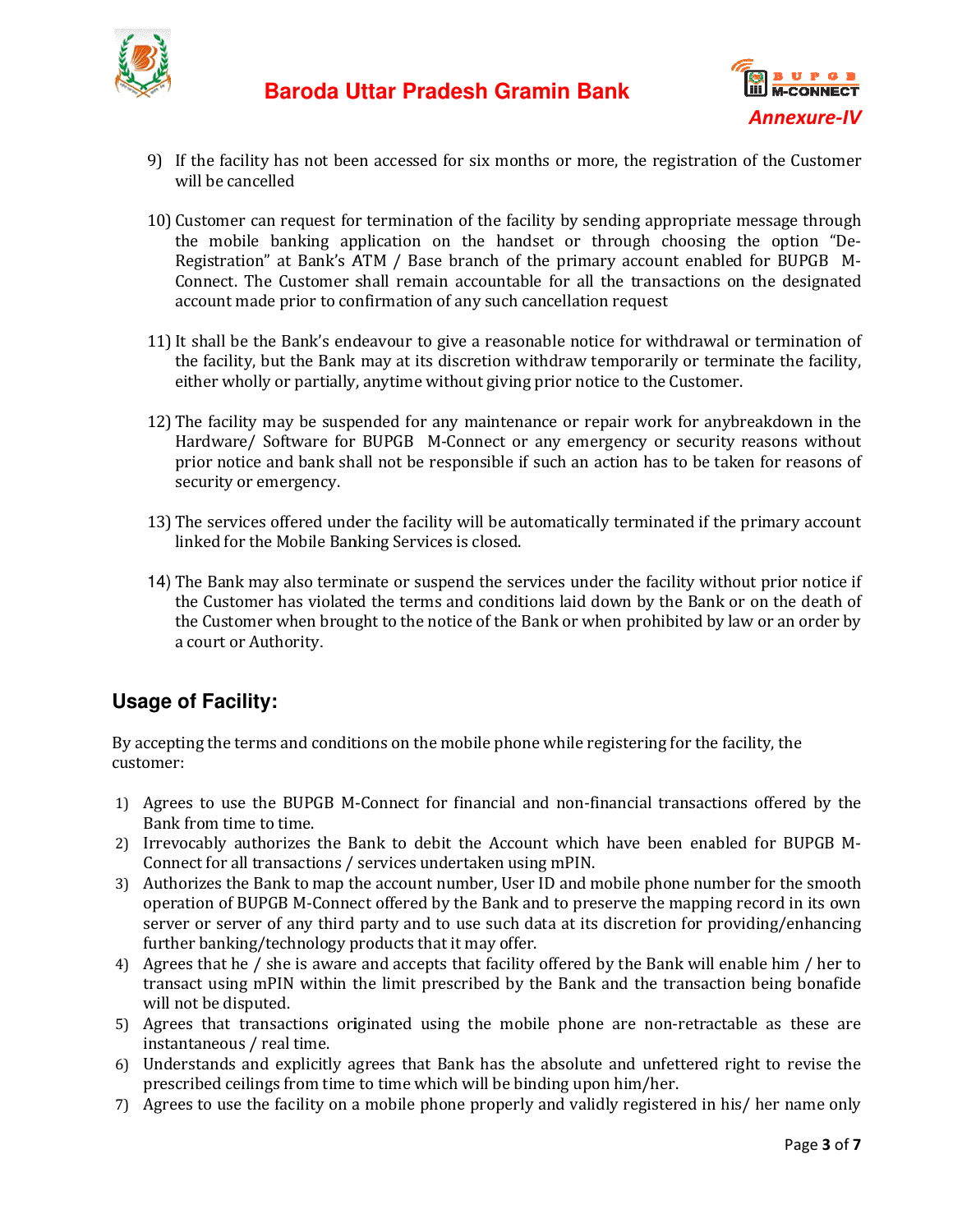9) If the facility has not been accessed for six months or more, the registration of the Customer will be cancelled

10) Customer can request for termination of the facility by sending appropriate message through the mobile banking application on the handset or through choosing the option "De-Registration" at Bank's ATM / Base branch of the primary account enabled for BUPGB M-Connect. The Customer shall remain accountable for all the transactions on the designated account made prior to confirmation of any such cancellation request

11) It shall be the Bank's endeavour to give a reasonable notice for withdrawal or termination of the facility, but the Bank may at its discretion withdraw temporarily or terminate the facility, either wholly or partially, anytime without giving prior notice to the Customer.

12) The facility may be suspended for any maintenance or repair work for anybreakdown in the Hardware/ Software for BUPGB M-Connect or any emergency or security reasons without prior notice and bank shall not be responsible if such an action has to be taken for reasons of security or emergency.

13) The services offered under the facility will be automatically terminated if the primary account linked for the Mobile Banking Services is closed.

14) The Bank may also terminate or suspend the services under the facility without prior notice if the Customer has violated the terms and conditions laid down by the Bank or on the death of the Customer when brought to the notice of the Bank or when prohibited by law or an order by a court or Authority.

## Usage of Facility:

By accepting the terms and conditions on the mobile phone while registering for the facility, the customer:

1) Agrees to use the BUPGB M-Connect for financial and non-financial transactions offered by the Bank from time to time.
2) Irrevocably authorizes the Bank to debit the Account which have been enabled for BUPGB M-Connect for all transactions / services undertaken using mPIN.
3) Authorizes the Bank to map the account number, User ID and mobile phone number for the smooth operation of BUPGB M-Connect offered by the Bank and to preserve the mapping record in its own server or server of any third party and to use such data at its discretion for providing/enhancing further banking/technology products that it may offer.
4) Agrees that he / she is aware and accepts that facility offered by the Bank will enable him / her to transact using mPIN within the limit prescribed by the Bank and the transaction being bonafide will not be disputed.
5) Agrees that transactions originated using the mobile phone are non-retractable as these are instantaneous / real time.
6) Understands and explicitly agrees that Bank has the absolute and unfettered right to revise the prescribed ceilings from time to time which will be binding upon him/her.
7) Agrees to use the facility on a mobile phone properly and validly registered in his/ her name only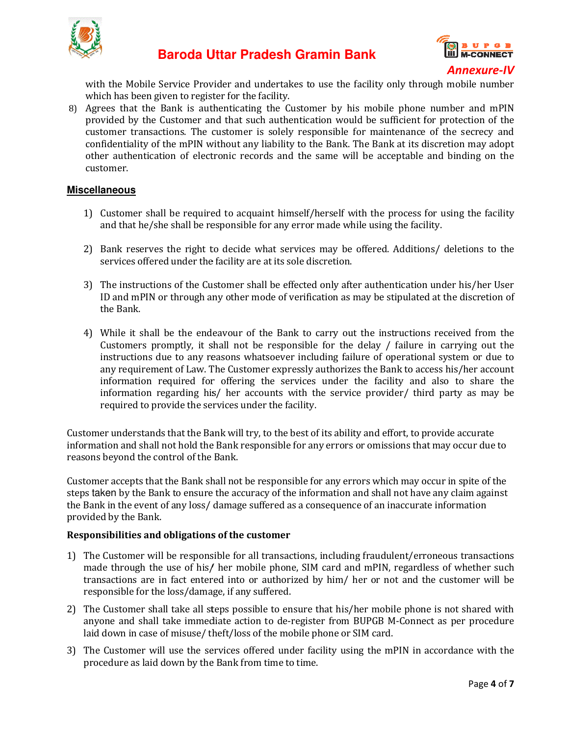with the Mobile Service Provider and undertakes to use the facility only through mobile number which has been given to register for the facility.

8) Agrees that the Bank is authenticating the Customer by his mobile phone number and mPIN provided by the Customer and that such authentication would be sufficient for protection of the customer transactions. The customer is solely responsible for maintenance of the secrecy and confidentiality of the mPIN without any liability to the Bank. The Bank at its discretion may adopt other authentication of electronic records and the same will be acceptable and binding on the customer.

## Miscellaneous

1) Customer shall be required to acquaint himself/herself with the process for using the facility and that he/she shall be responsible for any error made while using the facility.

2) Bank reserves the right to decide what services may be offered. Additions/ deletions to the services offered under the facility are at its sole discretion.

3) The instructions of the Customer shall be effected only after authentication under his/her User ID and mPIN or through any other mode of verification as may be stipulated at the discretion of the Bank.

4) While it shall be the endeavour of the Bank to carry out the instructions received from the Customers promptly, it shall not be responsible for the delay / failure in carrying out the instructions due to any reasons whatsoever including failure of operational system or due to any requirement of Law. The Customer expressly authorizes the Bank to access his/her account information required for offering the services under the facility and also to share the information regarding his/ her accounts with the service provider/ third party as may be required to provide the services under the facility.

Customer understands that the Bank will try, to the best of its ability and effort, to provide accurate information and shall not hold the Bank responsible for any errors or omissions that may occur due to reasons beyond the control of the Bank.

Customer accepts that the Bank shall not be responsible for any errors which may occur in spite of the steps taken by the Bank to ensure the accuracy of the information and shall not have any claim against the Bank in the event of any loss/ damage suffered as a consequence of an inaccurate information provided by the Bank.

**Responsibilities and obligations of the customer**

1) The Customer will be responsible for all transactions, including fraudulent/erroneous transactions made through the use of his/ her mobile phone, SIM card and mPIN, regardless of whether such transactions are in fact entered into or authorized by him/ her or not and the customer will be responsible for the loss/damage, if any suffered.

2) The Customer shall take all steps possible to ensure that his/her mobile phone is not shared with anyone and shall take immediate action to de-register from BUPGB M-Connect as per procedure laid down in case of misuse/ theft/loss of the mobile phone or SIM card.

3) The Customer will use the services offered under facility using the mPIN in accordance with the procedure as laid down by the Bank from time to time.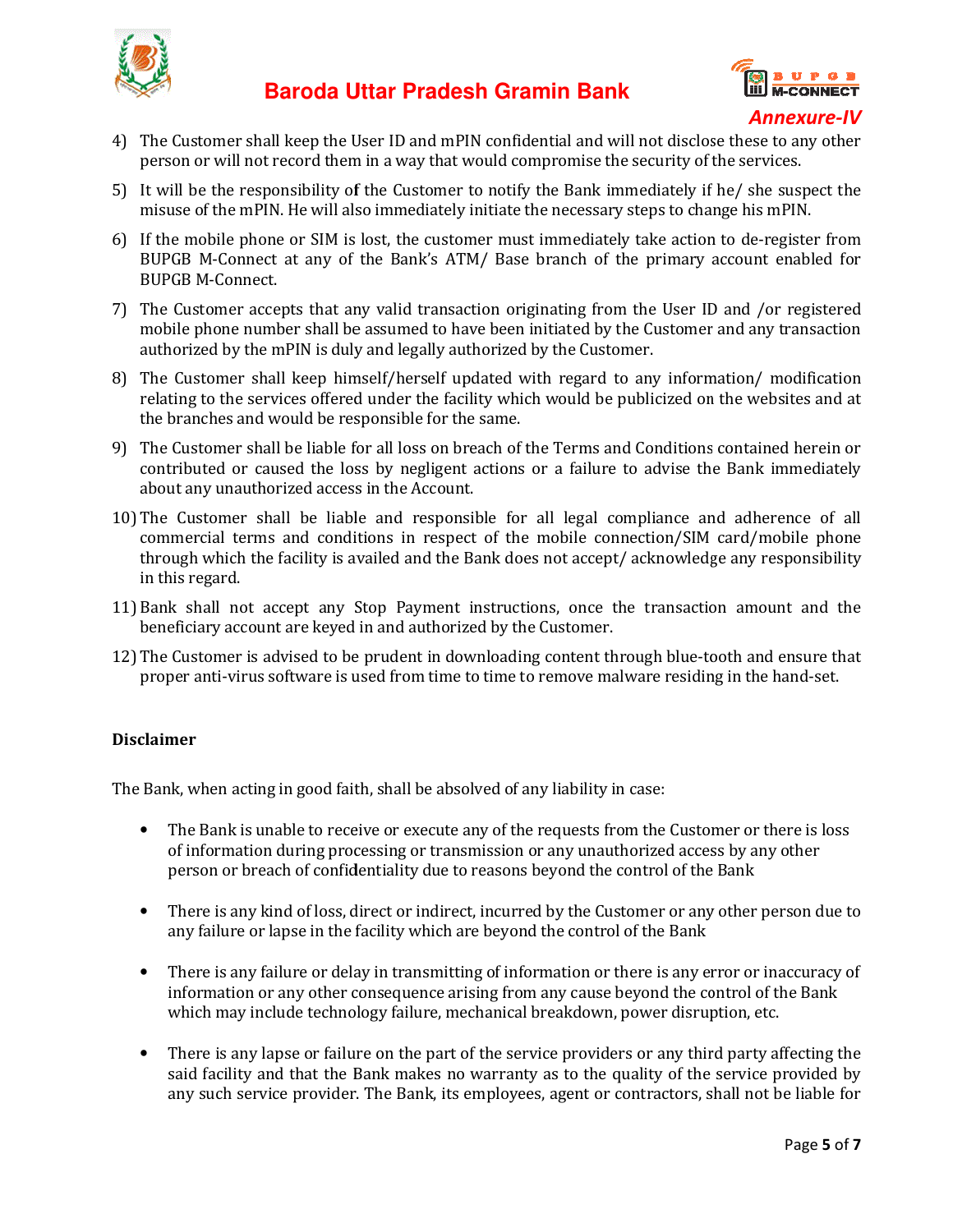4) The Customer shall keep the User ID and mPIN confidential and will not disclose these to any other person or will not record them in a way that would compromise the security of the services.

5) It will be the responsibility of the Customer to notify the Bank immediately if he/ she suspect the misuse of the mPIN. He will also immediately initiate the necessary steps to change his mPIN.

6) If the mobile phone or SIM is lost, the customer must immediately take action to de-register from BUPGB M-Connect at any of the Bank's ATM/ Base branch of the primary account enabled for BUPGB M-Connect.

7) The Customer accepts that any valid transaction originating from the User ID and /or registered mobile phone number shall be assumed to have been initiated by the Customer and any transaction authorized by the mPIN is duly and legally authorized by the Customer.

8) The Customer shall keep himself/herself updated with regard to any information/ modification relating to the services offered under the facility which would be publicized on the websites and at the branches and would be responsible for the same.

9) The Customer shall be liable for all loss on breach of the Terms and Conditions contained herein or contributed or caused the loss by negligent actions or a failure to advise the Bank immediately about any unauthorized access in the Account.

10) The Customer shall be liable and responsible for all legal compliance and adherence of all commercial terms and conditions in respect of the mobile connection/SIM card/mobile phone through which the facility is availed and the Bank does not accept/ acknowledge any responsibility in this regard.

11) Bank shall not accept any Stop Payment instructions, once the transaction amount and the beneficiary account are keyed in and authorized by the Customer.

12) The Customer is advised to be prudent in downloading content through blue-tooth and ensure that proper anti-virus software is used from time to time to remove malware residing in the hand-set.

**Disclaimer**

The Bank, when acting in good faith, shall be absolved of any liability in case:

- The Bank is unable to receive or execute any of the requests from the Customer or there is loss of information during processing or transmission or any unauthorized access by any other person or breach of confidentiality due to reasons beyond the control of the Bank

- There is any kind of loss, direct or indirect, incurred by the Customer or any other person due to any failure or lapse in the facility which are beyond the control of the Bank

- There is any failure or delay in transmitting of information or there is any error or inaccuracy of information or any other consequence arising from any cause beyond the control of the Bank which may include technology failure, mechanical breakdown, power disruption, etc.

- There is any lapse or failure on the part of the service providers or any third party affecting the said facility and that the Bank makes no warranty as to the quality of the service provided by any such service provider. The Bank, its employees, agent or contractors, shall not be liable for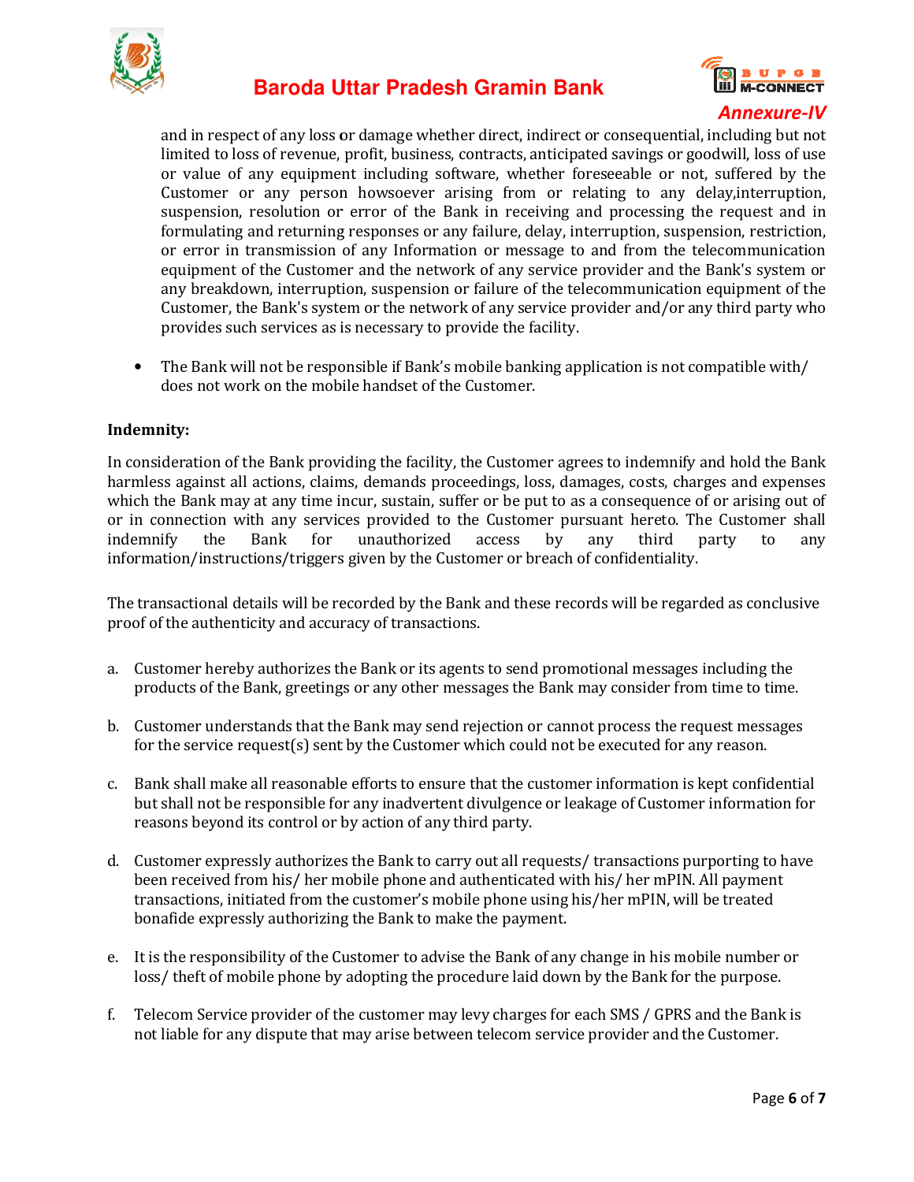and in respect of any loss or damage whether direct, indirect or consequential, including but not limited to loss of revenue, profit, business, contracts, anticipated savings or goodwill, loss of use or value of any equipment including software, whether foreseeable or not, suffered by the Customer or any person howsoever arising from or relating to any delay,interruption, suspension, resolution or error of the Bank in receiving and processing the request and in formulating and returning responses or any failure, delay, interruption, suspension, restriction, or error in transmission of any Information or message to and from the telecommunication equipment of the Customer and the network of any service provider and the Bank's system or any breakdown, interruption, suspension or failure of the telecommunication equipment of the Customer, the Bank's system or the network of any service provider and/or any third party who provides such services as is necessary to provide the facility.

- The Bank will not be responsible if Bank's mobile banking application is not compatible with/ does not work on the mobile handset of the Customer.

**Indemnity:**

In consideration of the Bank providing the facility, the Customer agrees to indemnify and hold the Bank harmless against all actions, claims, demands proceedings, loss, damages, costs, charges and expenses which the Bank may at any time incur, sustain, suffer or be put to as a consequence of or arising out of or in connection with any services provided to the Customer pursuant hereto. The Customer shall indemnify the Bank for unauthorized access by any third party to any information/instructions/triggers given by the Customer or breach of confidentiality.

The transactional details will be recorded by the Bank and these records will be regarded as conclusive proof of the authenticity and accuracy of transactions.

a. Customer hereby authorizes the Bank or its agents to send promotional messages including the products of the Bank, greetings or any other messages the Bank may consider from time to time.

b. Customer understands that the Bank may send rejection or cannot process the request messages for the service request(s) sent by the Customer which could not be executed for any reason.

c. Bank shall make all reasonable efforts to ensure that the customer information is kept confidential but shall not be responsible for any inadvertent divulgence or leakage of Customer information for reasons beyond its control or by action of any third party.

d. Customer expressly authorizes the Bank to carry out all requests/ transactions purporting to have been received from his/ her mobile phone and authenticated with his/ her mPIN. All payment transactions, initiated from the customer's mobile phone using his/her mPIN, will be treated bonafide expressly authorizing the Bank to make the payment.

e. It is the responsibility of the Customer to advise the Bank of any change in his mobile number or loss/ theft of mobile phone by adopting the procedure laid down by the Bank for the purpose.

f. Telecom Service provider of the customer may levy charges for each SMS / GPRS and the Bank is not liable for any dispute that may arise between telecom service provider and the Customer.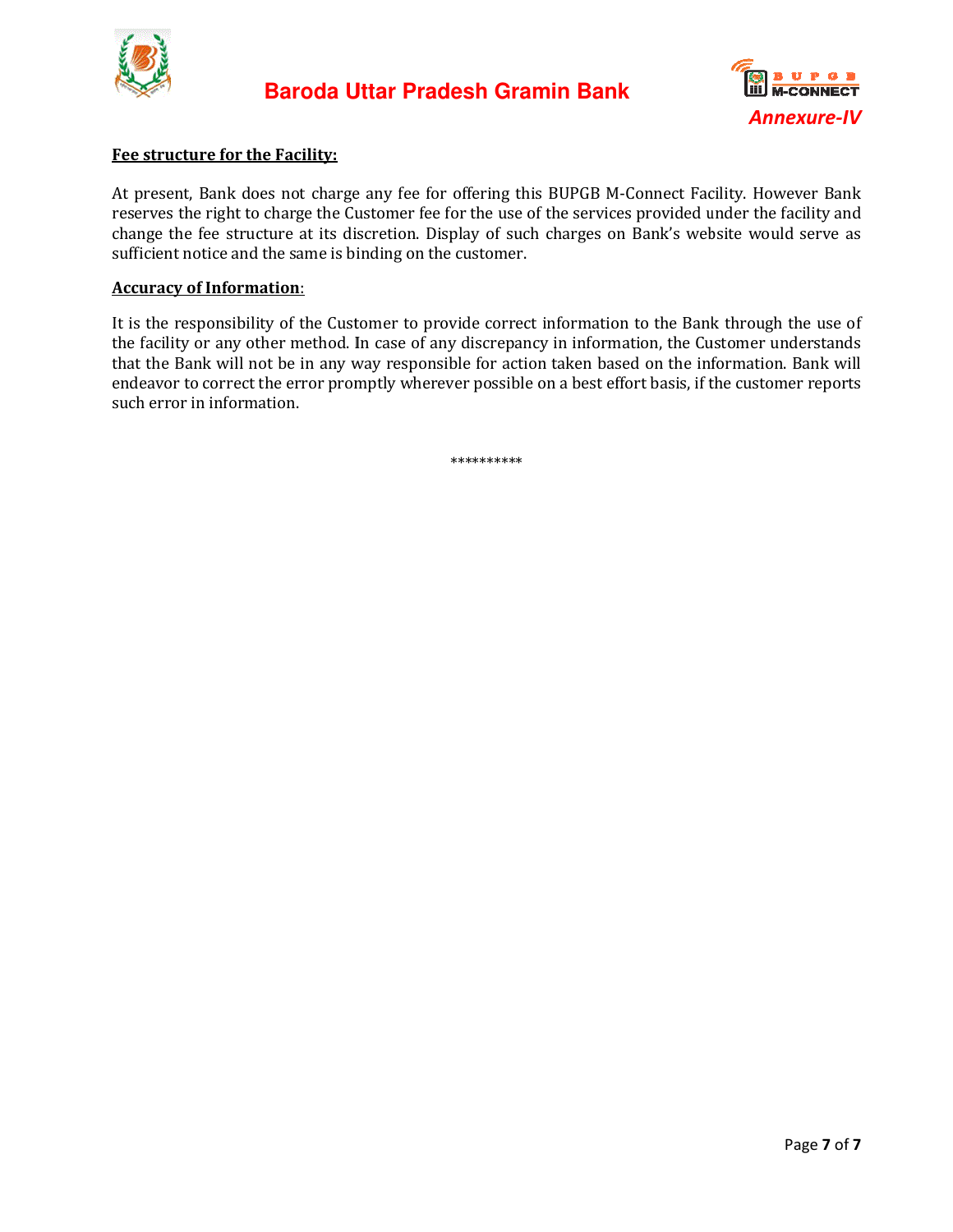**Fee structure for the Facility:**

At present, Bank does not charge any fee for offering this BUPGB M-Connect Facility. However Bank reserves the right to charge the Customer fee for the use of the services provided under the facility and change the fee structure at its discretion. Display of such charges on Bank's website would serve as sufficient notice and the same is binding on the customer.

**Accuracy of Information**:

It is the responsibility of the Customer to provide correct information to the Bank through the use of the facility or any other method. In case of any discrepancy in information, the Customer understands that the Bank will not be in any way responsible for action taken based on the information. Bank will endeavor to correct the error promptly wherever possible on a best effort basis, if the customer reports such error in information.

**********